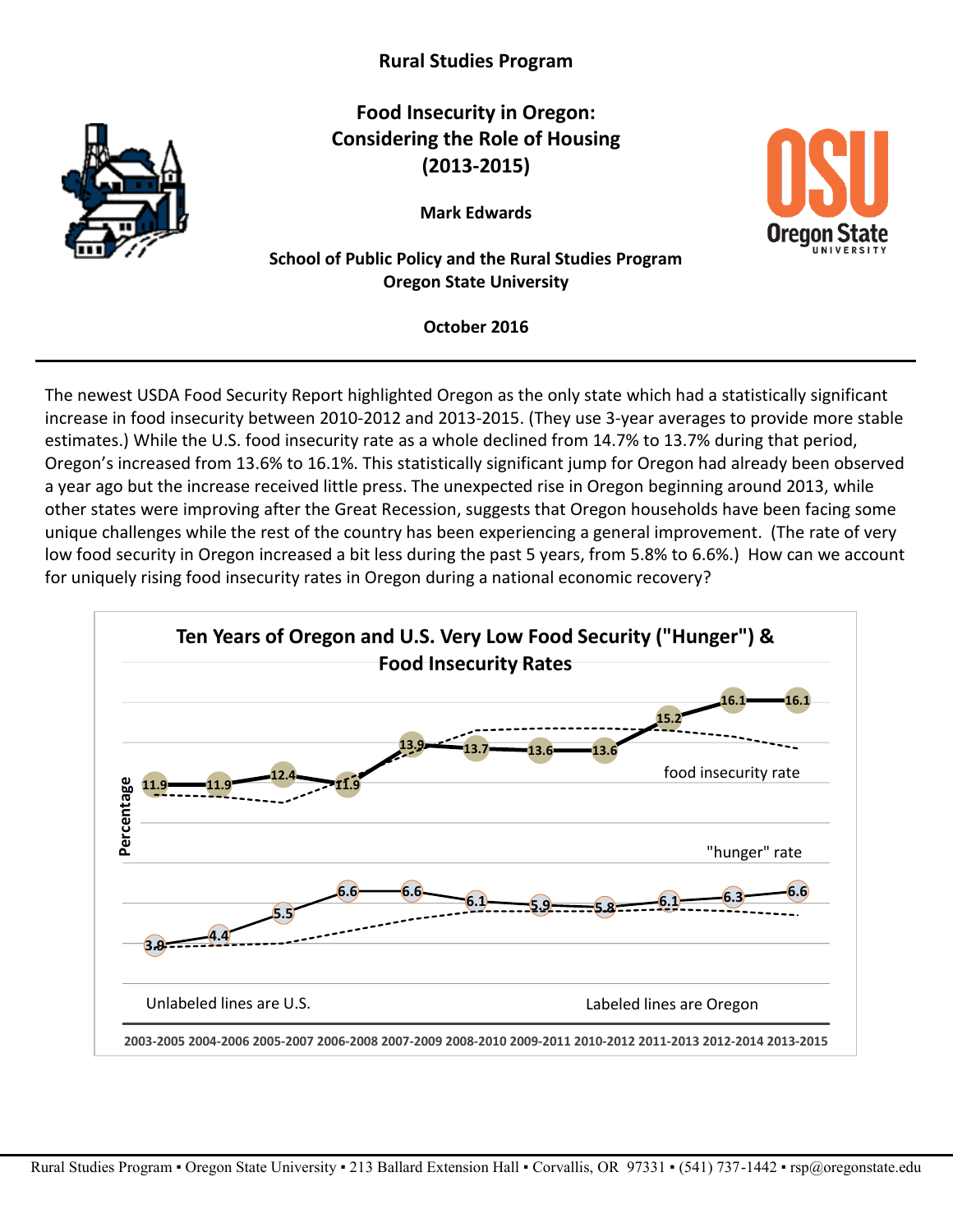Rural Studies Program

# Food Insecurity in Oregon: Considering the Role of Housing (2013-2015)

**Mark Edwards**

**School of Public Policy and the Rural Studies Program**
**Oregon State University**

**October 2016**

---

The newest USDA Food Security Report highlighted Oregon as the only state which had a statistically significant increase in food insecurity between 2010-2012 and 2013-2015. (They use 3-year averages to provide more stable estimates.) While the U.S. food insecurity rate as a whole declined from 14.7% to 13.7% during that period, Oregon's increased from 13.6% to 16.1%. This statistically significant jump for Oregon had already been observed a year ago but the increase received little press. The unexpected rise in Oregon beginning around 2013, while other states were improving after the Great Recession, suggests that Oregon households have been facing some unique challenges while the rest of the country has been experiencing a general improvement. (The rate of very low food security in Oregon increased a bit less during the past 5 years, from 5.8% to 6.6%.) How can we account for uniquely rising food insecurity rates in Oregon during a national economic recovery?

**Ten Years of Oregon and U.S. Very Low Food Security ("Hunger") & Food Insecurity Rates**

| Period | Oregon food insecurity rate (%) | Oregon "hunger" rate (%) |
|---|---|---|
| 2003-2005 | 11.9 | 3.9 |
| 2004-2006 | 11.9 | 4.4 |
| 2005-2007 | 12.4 | 5.5 |
| 2006-2008 | 11.9 | 6.6 |
| 2007-2009 | 13.9 | 6.6 |
| 2008-2010 | 13.7 | 6.1 |
| 2009-2011 | 13.6 | 5.9 |
| 2010-2012 | 13.6 | 5.8 |
| 2011-2013 | 15.2 | 6.1 |
| 2012-2014 | 16.1 | 6.3 |
| 2013-2015 | 16.1 | 6.6 |

Unlabeled lines are U.S. Labeled lines are Oregon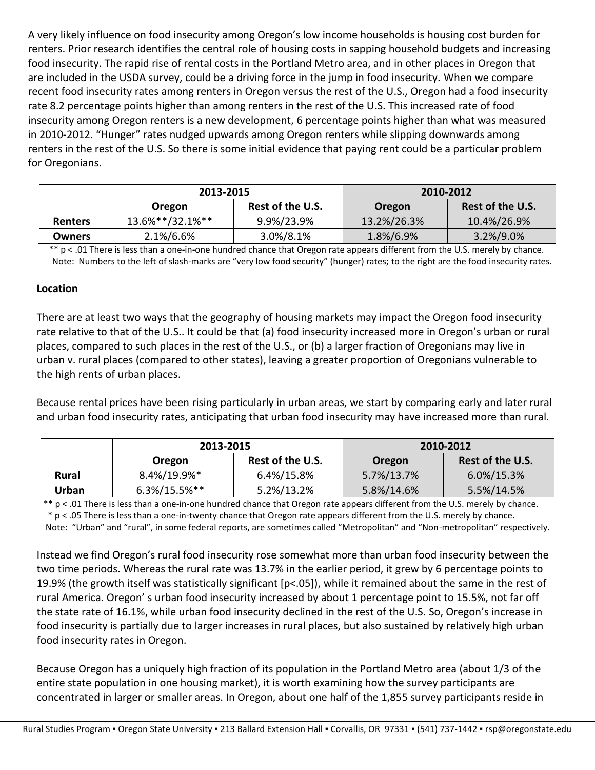A very likely influence on food insecurity among Oregon's low income households is housing cost burden for renters. Prior research identifies the central role of housing costs in sapping household budgets and increasing food insecurity. The rapid rise of rental costs in the Portland Metro area, and in other places in Oregon that are included in the USDA survey, could be a driving force in the jump in food insecurity. When we compare recent food insecurity rates among renters in Oregon versus the rest of the U.S., Oregon had a food insecurity rate 8.2 percentage points higher than among renters in the rest of the U.S. This increased rate of food insecurity among Oregon renters is a new development, 6 percentage points higher than what was measured in 2010-2012. "Hunger" rates nudged upwards among Oregon renters while slipping downwards among renters in the rest of the U.S. So there is some initial evidence that paying rent could be a particular problem for Oregonians.

| | 2013-2015 | | 2010-2012 | |
|---|---|---|---|---|
| | **Oregon** | **Rest of the U.S.** | **Oregon** | **Rest of the U.S.** |
| **Renters** | 13.6%**/32.1%** | 9.9%/23.9% | 13.2%/26.3% | 10.4%/26.9% |
| **Owners** | 2.1%/6.6% | 3.0%/8.1% | 1.8%/6.9% | 3.2%/9.0% |

** $p < .01$ There is less than a one-in-one hundred chance that Oregon rate appears different from the U.S. merely by chance.
Note: Numbers to the left of slash-marks are "very low food security" (hunger) rates; to the right are the food insecurity rates.

**Location**

There are at least two ways that the geography of housing markets may impact the Oregon food insecurity rate relative to that of the U.S.. It could be that (a) food insecurity increased more in Oregon's urban or rural places, compared to such places in the rest of the U.S., or (b) a larger fraction of Oregonians may live in urban v. rural places (compared to other states), leaving a greater proportion of Oregonians vulnerable to the high rents of urban places.

Because rental prices have been rising particularly in urban areas, we start by comparing early and later rural and urban food insecurity rates, anticipating that urban food insecurity may have increased more than rural.

| | 2013-2015 | | 2010-2012 | |
|---|---|---|---|---|
| | **Oregon** | **Rest of the U.S.** | **Oregon** | **Rest of the U.S.** |
| **Rural** | 8.4%/19.9%* | 6.4%/15.8% | 5.7%/13.7% | 6.0%/15.3% |
| **Urban** | 6.3%/15.5%** | 5.2%/13.2% | 5.8%/14.6% | 5.5%/14.5% |

** $p < .01$ There is less than a one-in-one hundred chance that Oregon rate appears different from the U.S. merely by chance.
* $p < .05$ There is less than a one-in-twenty chance that Oregon rate appears different from the U.S. merely by chance.
Note: "Urban" and "rural", in some federal reports, are sometimes called "Metropolitan" and "Non-metropolitan" respectively.

Instead we find Oregon's rural food insecurity rose somewhat more than urban food insecurity between the two time periods. Whereas the rural rate was 13.7% in the earlier period, it grew by 6 percentage points to 19.9% (the growth itself was statistically significant [$p<.05$]), while it remained about the same in the rest of rural America. Oregon' s urban food insecurity increased by about 1 percentage point to 15.5%, not far off the state rate of 16.1%, while urban food insecurity declined in the rest of the U.S. So, Oregon's increase in food insecurity is partially due to larger increases in rural places, but also sustained by relatively high urban food insecurity rates in Oregon.

Because Oregon has a uniquely high fraction of its population in the Portland Metro area (about 1/3 of the entire state population in one housing market), it is worth examining how the survey participants are concentrated in larger or smaller areas. In Oregon, about one half of the 1,855 survey participants reside in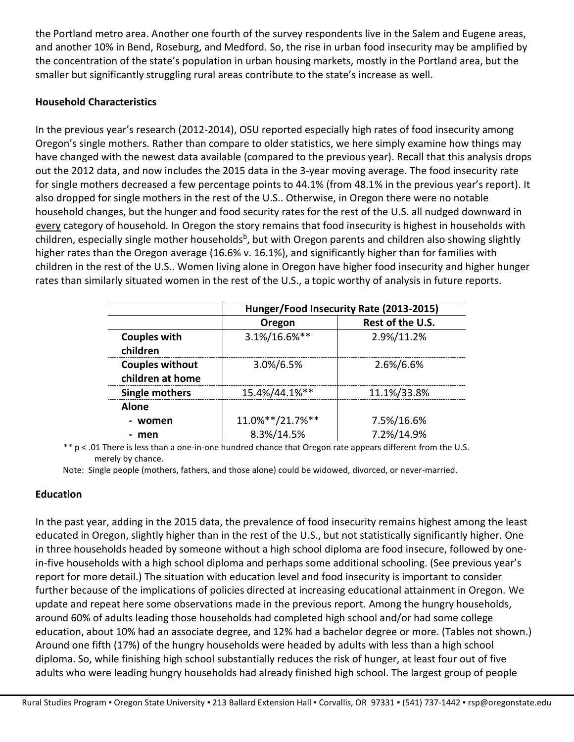the Portland metro area. Another one fourth of the survey respondents live in the Salem and Eugene areas, and another 10% in Bend, Roseburg, and Medford. So, the rise in urban food insecurity may be amplified by the concentration of the state's population in urban housing markets, mostly in the Portland area, but the smaller but significantly struggling rural areas contribute to the state's increase as well.

**Household Characteristics**

In the previous year's research (2012-2014), OSU reported especially high rates of food insecurity among Oregon's single mothers. Rather than compare to older statistics, we here simply examine how things may have changed with the newest data available (compared to the previous year). Recall that this analysis drops out the 2012 data, and now includes the 2015 data in the 3-year moving average. The food insecurity rate for single mothers decreased a few percentage points to 44.1% (from 48.1% in the previous year's report). It also dropped for single mothers in the rest of the U.S.. Otherwise, in Oregon there were no notable household changes, but the hunger and food security rates for the rest of the U.S. all nudged downward in every category of household. In Oregon the story remains that food insecurity is highest in households with children, especially single mother households[b], but with Oregon parents and children also showing slightly higher rates than the Oregon average (16.6% v. 16.1%), and significantly higher than for families with children in the rest of the U.S.. Women living alone in Oregon have higher food insecurity and higher hunger rates than similarly situated women in the rest of the U.S., a topic worthy of analysis in future reports.

| | **Hunger/Food Insecurity Rate (2013-2015)** | |
|---|---|---|
| | **Oregon** | **Rest of the U.S.** |
| **Couples with children** | 3.1%/16.6%** | 2.9%/11.2% |
| **Couples without children at home** | 3.0%/6.5% | 2.6%/6.6% |
| **Single mothers** | 15.4%/44.1%** | 11.1%/33.8% |
| **Alone** | | |
| **- women** | 11.0%**/21.7%** | 7.5%/16.6% |
| **- men** | 8.3%/14.5% | 7.2%/14.9% |

** $p < .01$ There is less than a one-in-one hundred chance that Oregon rate appears different from the U.S. merely by chance.

Note: Single people (mothers, fathers, and those alone) could be widowed, divorced, or never-married.

**Education**

In the past year, adding in the 2015 data, the prevalence of food insecurity remains highest among the least educated in Oregon, slightly higher than in the rest of the U.S., but not statistically significantly higher. One in three households headed by someone without a high school diploma are food insecure, followed by one-in-five households with a high school diploma and perhaps some additional schooling. (See previous year's report for more detail.) The situation with education level and food insecurity is important to consider further because of the implications of policies directed at increasing educational attainment in Oregon. We update and repeat here some observations made in the previous report. Among the hungry households, around 60% of adults leading those households had completed high school and/or had some college education, about 10% had an associate degree, and 12% had a bachelor degree or more. (Tables not shown.) Around one fifth (17%) of the hungry households were headed by adults with less than a high school diploma. So, while finishing high school substantially reduces the risk of hunger, at least four out of five adults who were leading hungry households had already finished high school. The largest group of people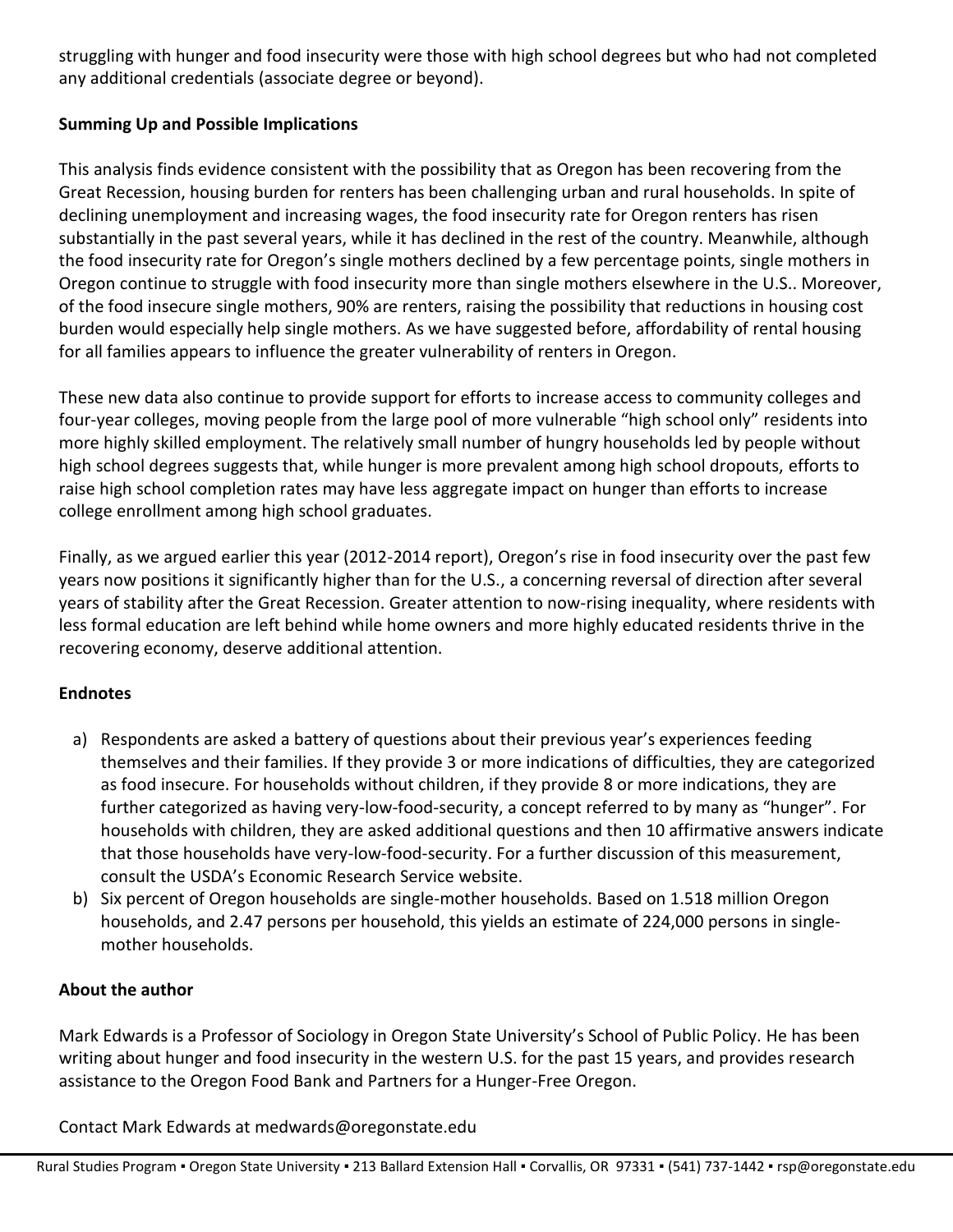struggling with hunger and food insecurity were those with high school degrees but who had not completed any additional credentials (associate degree or beyond).

**Summing Up and Possible Implications**

This analysis finds evidence consistent with the possibility that as Oregon has been recovering from the Great Recession, housing burden for renters has been challenging urban and rural households. In spite of declining unemployment and increasing wages, the food insecurity rate for Oregon renters has risen substantially in the past several years, while it has declined in the rest of the country. Meanwhile, although the food insecurity rate for Oregon's single mothers declined by a few percentage points, single mothers in Oregon continue to struggle with food insecurity more than single mothers elsewhere in the U.S.. Moreover, of the food insecure single mothers, 90% are renters, raising the possibility that reductions in housing cost burden would especially help single mothers. As we have suggested before, affordability of rental housing for all families appears to influence the greater vulnerability of renters in Oregon.

These new data also continue to provide support for efforts to increase access to community colleges and four-year colleges, moving people from the large pool of more vulnerable "high school only" residents into more highly skilled employment. The relatively small number of hungry households led by people without high school degrees suggests that, while hunger is more prevalent among high school dropouts, efforts to raise high school completion rates may have less aggregate impact on hunger than efforts to increase college enrollment among high school graduates.

Finally, as we argued earlier this year (2012-2014 report), Oregon's rise in food insecurity over the past few years now positions it significantly higher than for the U.S., a concerning reversal of direction after several years of stability after the Great Recession. Greater attention to now-rising inequality, where residents with less formal education are left behind while home owners and more highly educated residents thrive in the recovering economy, deserve additional attention.

**Endnotes**

a) Respondents are asked a battery of questions about their previous year's experiences feeding themselves and their families. If they provide 3 or more indications of difficulties, they are categorized as food insecure. For households without children, if they provide 8 or more indications, they are further categorized as having very-low-food-security, a concept referred to by many as "hunger". For households with children, they are asked additional questions and then 10 affirmative answers indicate that those households have very-low-food-security. For a further discussion of this measurement, consult the USDA's Economic Research Service website.

b) Six percent of Oregon households are single-mother households. Based on 1.518 million Oregon households, and 2.47 persons per household, this yields an estimate of 224,000 persons in single-mother households.

**About the author**

Mark Edwards is a Professor of Sociology in Oregon State University's School of Public Policy. He has been writing about hunger and food insecurity in the western U.S. for the past 15 years, and provides research assistance to the Oregon Food Bank and Partners for a Hunger-Free Oregon.

Contact Mark Edwards at medwards@oregonstate.edu

Rural Studies Program ▪ Oregon State University ▪ 213 Ballard Extension Hall ▪ Corvallis, OR 97331 ▪ (541) 737-1442 ▪ rsp@oregonstate.edu